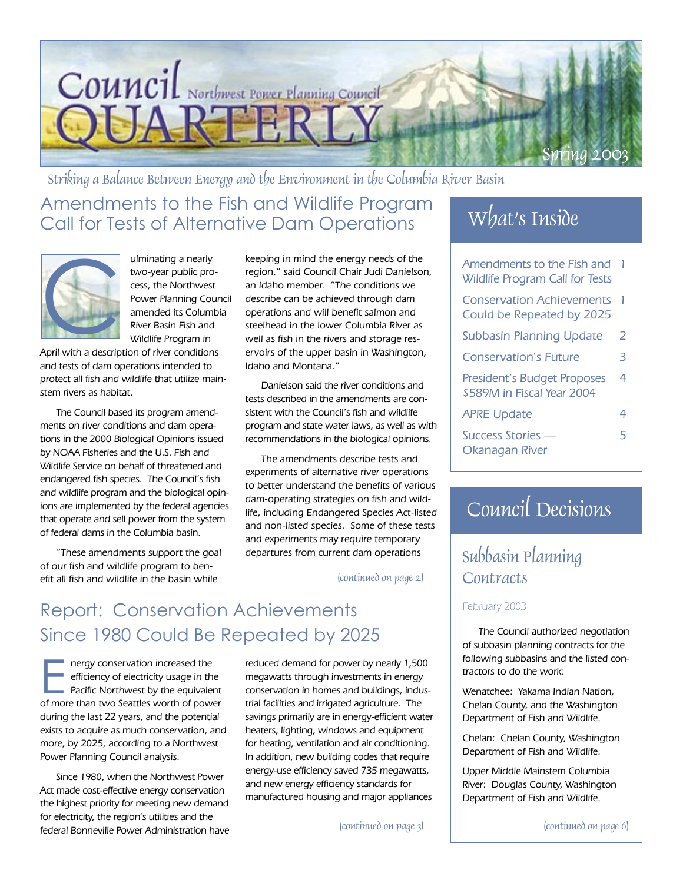# Council Quarterly

Northwest Power Planning Council

Spring 2003

*Striking a Balance Between Energy and the Environment in the Columbia River Basin*

## Amendments to the Fish and Wildlife Program Call for Tests of Alternative Dam Operations

Culminating a nearly two-year public process, the Northwest Power Planning Council amended its Columbia River Basin Fish and Wildlife Program in April with a description of river conditions and tests of dam operations intended to protect all fish and wildlife that utilize mainstem rivers as habitat.

The Council based its program amendments on river conditions and dam operations in the 2000 Biological Opinions issued by NOAA Fisheries and the U.S. Fish and Wildlife Service on behalf of threatened and endangered fish species. The Council's fish and wildlife program and the biological opinions are implemented by the federal agencies that operate and sell power from the system of federal dams in the Columbia basin.

"These amendments support the goal of our fish and wildlife program to benefit all fish and wildlife in the basin while keeping in mind the energy needs of the region," said Council Chair Judi Danielson, an Idaho member. "The conditions we describe can be achieved through dam operations and will benefit salmon and steelhead in the lower Columbia River as well as fish in the rivers and storage reservoirs of the upper basin in Washington, Idaho and Montana."

Danielson said the river conditions and tests described in the amendments are consistent with the Council's fish and wildlife program and state water laws, as well as with recommendations in the biological opinions.

The amendments describe tests and experiments of alternative river operations to better understand the benefits of various dam-operating strategies on fish and wildlife, including Endangered Species Act-listed and non-listed species. Some of these tests and experiments may require temporary departures from current dam operations

*(continued on page 2)*

## Report: Conservation Achievements Since 1980 Could Be Repeated by 2025

Energy conservation increased the efficiency of electricity usage in the Pacific Northwest by the equivalent of more than two Seattles worth of power during the last 22 years, and the potential exists to acquire as much conservation, and more, by 2025, according to a Northwest Power Planning Council analysis.

Since 1980, when the Northwest Power Act made cost-effective energy conservation the highest priority for meeting new demand for electricity, the region's utilities and the federal Bonneville Power Administration have reduced demand for power by nearly 1,500 megawatts through investments in energy conservation in homes and buildings, industrial facilities and irrigated agriculture. The savings primarily are in energy-efficient water heaters, lighting, windows and equipment for heating, ventilation and air conditioning. In addition, new building codes that require energy-use efficiency saved 735 megawatts, and new energy efficiency standards for manufactured housing and major appliances

*(continued on page 3)*

## What's Inside

| | |
|---|---|
| Amendments to the Fish and Wildlife Program Call for Tests | 1 |
| Conservation Achievements Could be Repeated by 2025 | 1 |
| Subbasin Planning Update | 2 |
| Conservation's Future | 3 |
| President's Budget Proposes $589M in Fiscal Year 2004 | 4 |
| APRE Update | 4 |
| Success Stories — Okanagan River | 5 |

## Council Decisions

### Subbasin Planning Contracts

February 2003

The Council authorized negotiation of subbasin planning contracts for the following subbasins and the listed contractors to do the work:

Wenatchee: Yakama Indian Nation, Chelan County, and the Washington Department of Fish and Wildlife.

Chelan: Chelan County, Washington Department of Fish and Wildlife.

Upper Middle Mainstem Columbia River: Douglas County, Washington Department of Fish and Wildlife.

*(continued on page 6)*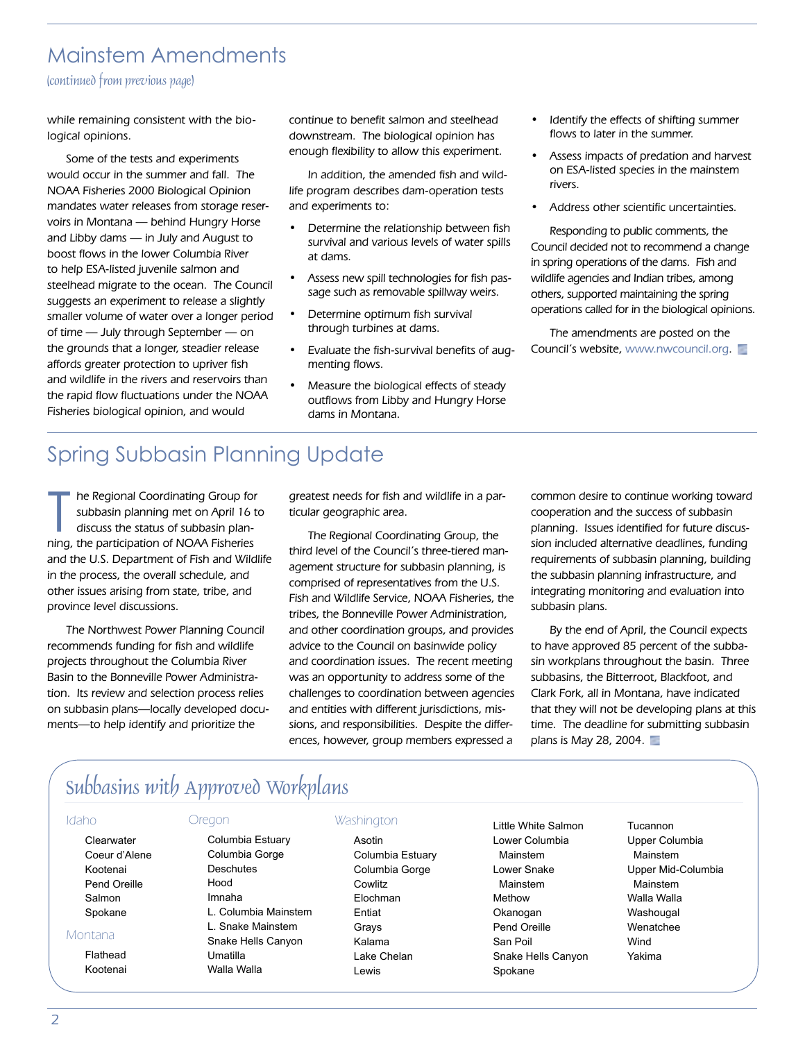## Mainstem Amendments

*(continued from previous page)*

while remaining consistent with the biological opinions.

Some of the tests and experiments would occur in the summer and fall. The NOAA Fisheries 2000 Biological Opinion mandates water releases from storage reservoirs in Montana — behind Hungry Horse and Libby dams — in July and August to boost flows in the lower Columbia River to help ESA-listed juvenile salmon and steelhead migrate to the ocean. The Council suggests an experiment to release a slightly smaller volume of water over a longer period of time — July through September — on the grounds that a longer, steadier release affords greater protection to upriver fish and wildlife in the rivers and reservoirs than the rapid flow fluctuations under the NOAA Fisheries biological opinion, and would continue to benefit salmon and steelhead downstream. The biological opinion has enough flexibility to allow this experiment.

In addition, the amended fish and wildlife program describes dam-operation tests and experiments to:

- Determine the relationship between fish survival and various levels of water spills at dams.
- Assess new spill technologies for fish passage such as removable spillway weirs.
- Determine optimum fish survival through turbines at dams.
- Evaluate the fish-survival benefits of augmenting flows.
- Measure the biological effects of steady outflows from Libby and Hungry Horse dams in Montana.
- Identify the effects of shifting summer flows to later in the summer.
- Assess impacts of predation and harvest on ESA-listed species in the mainstem rivers.
- Address other scientific uncertainties.

Responding to public comments, the Council decided not to recommend a change in spring operations of the dams. Fish and wildlife agencies and Indian tribes, among others, supported maintaining the spring operations called for in the biological opinions.

The amendments are posted on the Council's website, www.nwcouncil.org.

## Spring Subbasin Planning Update

The Regional Coordinating Group for subbasin planning met on April 16 to discuss the status of subbasin planning, the participation of NOAA Fisheries and the U.S. Department of Fish and Wildlife in the process, the overall schedule, and other issues arising from state, tribe, and province level discussions.

The Northwest Power Planning Council recommends funding for fish and wildlife projects throughout the Columbia River Basin to the Bonneville Power Administration. Its review and selection process relies on subbasin plans—locally developed documents—to help identify and prioritize the greatest needs for fish and wildlife in a particular geographic area.

The Regional Coordinating Group, the third level of the Council's three-tiered management structure for subbasin planning, is comprised of representatives from the U.S. Fish and Wildlife Service, NOAA Fisheries, the tribes, the Bonneville Power Administration, and other coordination groups, and provides advice to the Council on basinwide policy and coordination issues. The recent meeting was an opportunity to address some of the challenges to coordination between agencies and entities with different jurisdictions, missions, and responsibilities. Despite the differences, however, group members expressed a common desire to continue working toward cooperation and the success of subbasin planning. Issues identified for future discussion included alternative deadlines, funding requirements of subbasin planning, building the subbasin planning infrastructure, and integrating monitoring and evaluation into subbasin plans.

By the end of April, the Council expects to have approved 85 percent of the subbasin workplans throughout the basin. Three subbasins, the Bitterroot, Blackfoot, and Clark Fork, all in Montana, have indicated that they will not be developing plans at this time. The deadline for submitting subbasin plans is May 28, 2004.

### Subbasins with Approved Workplans

**Idaho**

- Clearwater
- Coeur d'Alene
- Kootenai
- Pend Oreille
- Salmon
- Spokane

**Montana**

- Flathead
- Kootenai

**Oregon**

- Columbia Estuary
- Columbia Gorge
- Deschutes
- Hood
- Imnaha
- L. Columbia Mainstem
- L. Snake Mainstem
- Snake Hells Canyon
- Umatilla
- Walla Walla

**Washington**

- Asotin
- Columbia Estuary
- Columbia Gorge
- Cowlitz
- Elochman
- Entiat
- Grays
- Kalama
- Lake Chelan
- Lewis
- Little White Salmon
- Lower Columbia Mainstem
- Lower Snake Mainstem
- Methow
- Okanogan
- Pend Oreille
- San Poil
- Snake Hells Canyon
- Spokane
- Tucannon
- Upper Columbia Mainstem
- Upper Mid-Columbia Mainstem
- Walla Walla
- Washougal
- Wenatchee
- Wind
- Yakima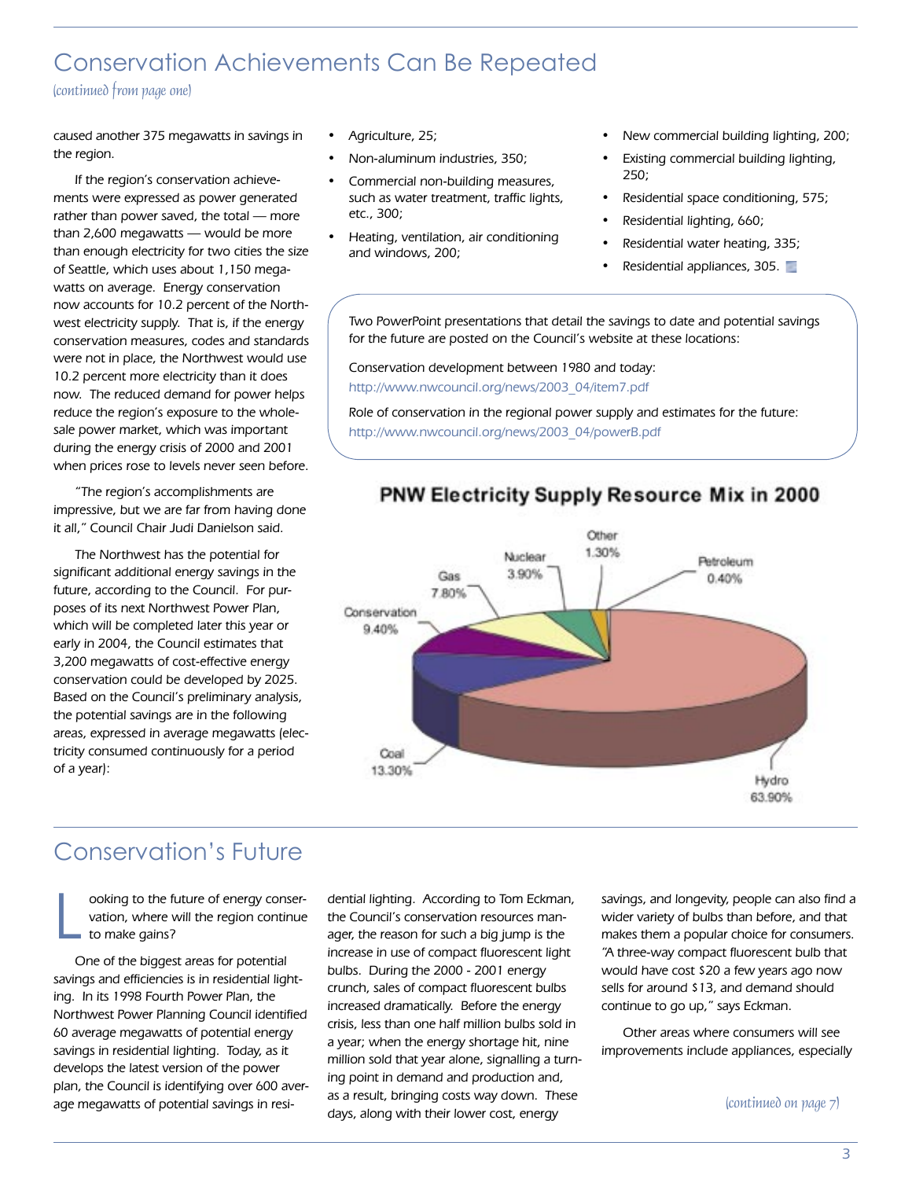## Conservation Achievements Can Be Repeated

*(continued from page one)*

caused another 375 megawatts in savings in the region.

If the region's conservation achievements were expressed as power generated rather than power saved, the total — more than 2,600 megawatts — would be more than enough electricity for two cities the size of Seattle, which uses about 1,150 megawatts on average. Energy conservation now accounts for 10.2 percent of the Northwest electricity supply. That is, if the energy conservation measures, codes and standards were not in place, the Northwest would use 10.2 percent more electricity than it does now. The reduced demand for power helps reduce the region's exposure to the wholesale power market, which was important during the energy crisis of 2000 and 2001 when prices rose to levels never seen before.

"The region's accomplishments are impressive, but we are far from having done it all," Council Chair Judi Danielson said.

The Northwest has the potential for significant additional energy savings in the future, according to the Council. For purposes of its next Northwest Power Plan, which will be completed later this year or early in 2004, the Council estimates that 3,200 megawatts of cost-effective energy conservation could be developed by 2025. Based on the Council's preliminary analysis, the potential savings are in the following areas, expressed in average megawatts (electricity consumed continuously for a period of a year):

- Agriculture, 25;
- Non-aluminum industries, 350;
- Commercial non-building measures, such as water treatment, traffic lights, etc., 300;
- Heating, ventilation, air conditioning and windows, 200;
- New commercial building lighting, 200;
- Existing commercial building lighting, 250;
- Residential space conditioning, 575;
- Residential lighting, 660;
- Residential water heating, 335;
- Residential appliances, 305.

Two PowerPoint presentations that detail the savings to date and potential savings for the future are posted on the Council's website at these locations:

Conservation development between 1980 and today:
http://www.nwcouncil.org/news/2003_04/item7.pdf

Role of conservation in the regional power supply and estimates for the future:
http://www.nwcouncil.org/news/2003_04/powerB.pdf

**PNW Electricity Supply Resource Mix in 2000**

| Resource | Share |
|---|---|
| Hydro | 63.90% |
| Coal | 13.30% |
| Conservation | 9.40% |
| Gas | 7.80% |
| Nuclear | 3.90% |
| Other | 1.30% |
| Petroleum | 0.40% |

## Conservation's Future

Looking to the future of energy conservation, where will the region continue to make gains?

One of the biggest areas for potential savings and efficiencies is in residential lighting. In its 1998 Fourth Power Plan, the Northwest Power Planning Council identified 60 average megawatts of potential energy savings in residential lighting. Today, as it develops the latest version of the power plan, the Council is identifying over 600 average megawatts of potential savings in residential lighting. According to Tom Eckman, the Council's conservation resources manager, the reason for such a big jump is the increase in use of compact fluorescent light bulbs. During the 2000 - 2001 energy crunch, sales of compact fluorescent bulbs increased dramatically. Before the energy crisis, less than one half million bulbs sold in a year; when the energy shortage hit, nine million sold that year alone, signalling a turning point in demand and production and, as a result, bringing costs way down. These days, along with their lower cost, energy savings, and longevity, people can also find a wider variety of bulbs than before, and that makes them a popular choice for consumers. "A three-way compact fluorescent bulb that would have cost $20 a few years ago now sells for around $13, and demand should continue to go up," says Eckman.

Other areas where consumers will see improvements include appliances, especially

*(continued on page 7)*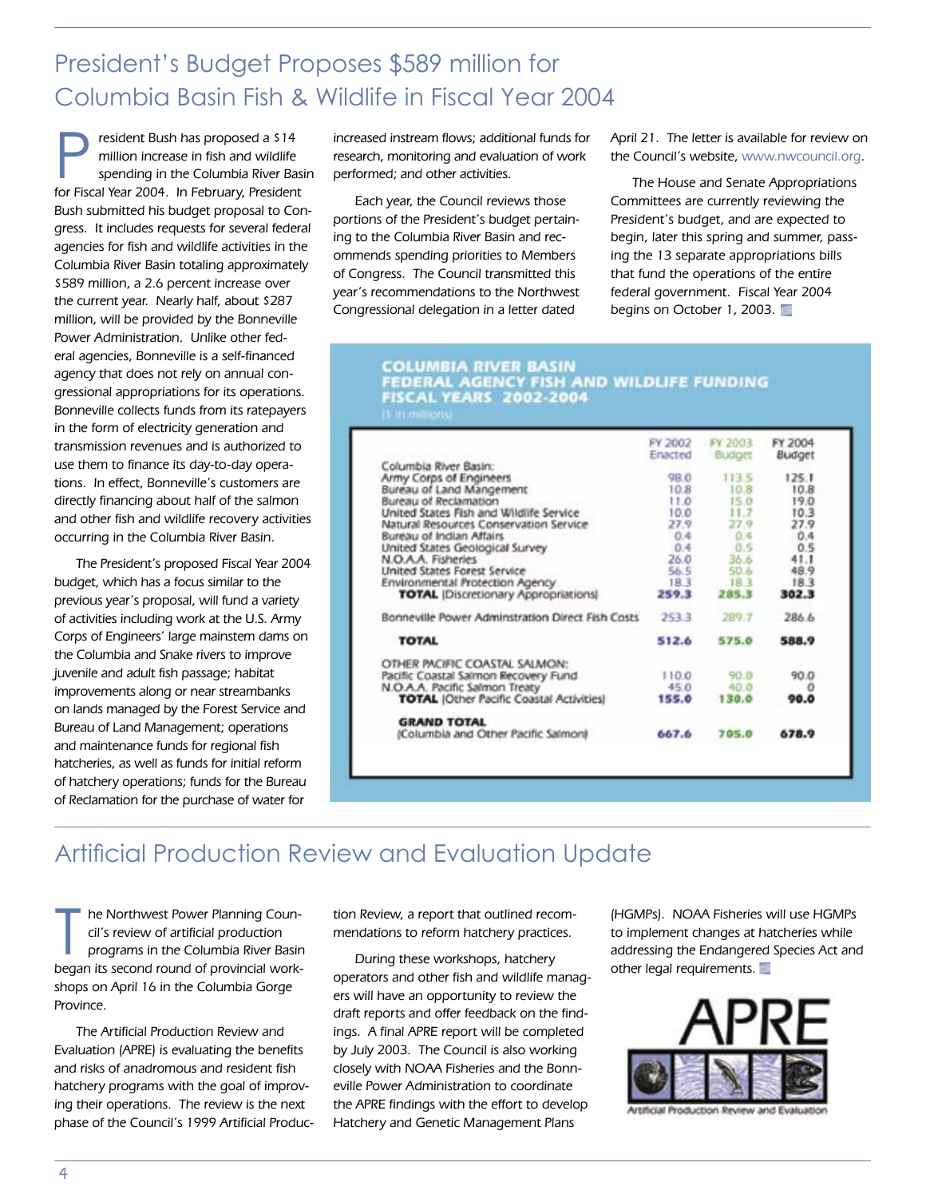## President's Budget Proposes $589 million for Columbia Basin Fish & Wildlife in Fiscal Year 2004

President Bush has proposed a $14 million increase in fish and wildlife spending in the Columbia River Basin for Fiscal Year 2004. In February, President Bush submitted his budget proposal to Congress. It includes requests for several federal agencies for fish and wildlife activities in the Columbia River Basin totaling approximately $589 million, a 2.6 percent increase over the current year. Nearly half, about $287 million, will be provided by the Bonneville Power Administration. Unlike other federal agencies, Bonneville is a self-financed agency that does not rely on annual congressional appropriations for its operations. Bonneville collects funds from its ratepayers in the form of electricity generation and transmission revenues and is authorized to use them to finance its day-to-day operations. In effect, Bonneville's customers are directly financing about half of the salmon and other fish and wildlife recovery activities occurring in the Columbia River Basin.

The President's proposed Fiscal Year 2004 budget, which has a focus similar to the previous year's proposal, will fund a variety of activities including work at the U.S. Army Corps of Engineers' large mainstem dams on the Columbia and Snake rivers to improve juvenile and adult fish passage; habitat improvements along or near streambanks on lands managed by the Forest Service and Bureau of Land Management; operations and maintenance funds for regional fish hatcheries, as well as funds for initial reform of hatchery operations; funds for the Bureau of Reclamation for the purchase of water for increased instream flows; additional funds for research, monitoring and evaluation of work performed; and other activities.

Each year, the Council reviews those portions of the President's budget pertaining to the Columbia River Basin and recommends spending priorities to Members of Congress. The Council transmitted this year's recommendations to the Northwest Congressional delegation in a letter dated April 21. The letter is available for review on the Council's website, www.nwcouncil.org.

The House and Senate Appropriations Committees are currently reviewing the President's budget, and are expected to begin, later this spring and summer, passing the 13 separate appropriations bills that fund the operations of the entire federal government. Fiscal Year 2004 begins on October 1, 2003.

**COLUMBIA RIVER BASIN FEDERAL AGENCY FISH AND WILDLIFE FUNDING FISCAL YEARS 2002-2004**
($ in millions)

| | FY 2002 Enacted | FY 2003 Budget | FY 2004 Budget |
|---|---|---|---|
| Columbia River Basin: | | | |
| Army Corps of Engineers | 98.0 | 113.5 | 125.1 |
| Bureau of Land Mangement | 10.8 | 10.8 | 10.8 |
| Bureau of Reclamation | 11.0 | 15.0 | 19.0 |
| United States Fish and Wildlife Service | 10.0 | 11.7 | 10.3 |
| Natural Resources Conservation Service | 27.9 | 27.9 | 27.9 |
| Bureau of Indian Affairs | 0.4 | 0.4 | 0.4 |
| United States Geological Survey | 0.4 | 0.5 | 0.5 |
| N.O.A.A. Fisheries | 26.0 | 36.6 | 41.1 |
| United States Forest Service | 56.5 | 50.6 | 48.9 |
| Environmental Protection Agency | 18.3 | 18.3 | 18.3 |
| **TOTAL** (Discretionary Appropriations) | **259.3** | **285.3** | **302.3** |
| Bonneville Power Adminstration Direct Fish Costs | 253.3 | 289.7 | 286.6 |
| **TOTAL** | **512.6** | **575.0** | **588.9** |
| OTHER PACIFIC COASTAL SALMON: | | | |
| Pacific Coastal Salmon Recovery Fund | 110.0 | 90.0 | 90.0 |
| N.O.A.A. Pacific Salmon Treaty | 45.0 | 40.0 | 0 |
| **TOTAL** (Other Pacific Coastal Activities) | **155.0** | **130.0** | **90.0** |
| **GRAND TOTAL** (Columbia and Other Pacific Salmon) | **667.6** | **705.0** | **678.9** |

## Artificial Production Review and Evaluation Update

The Northwest Power Planning Council's review of artificial production programs in the Columbia River Basin began its second round of provincial workshops on April 16 in the Columbia Gorge Province.

The Artificial Production Review and Evaluation (APRE) is evaluating the benefits and risks of anadromous and resident fish hatchery programs with the goal of improving their operations. The review is the next phase of the Council's 1999 Artificial Production Review, a report that outlined recommendations to reform hatchery practices.

During these workshops, hatchery operators and other fish and wildlife managers will have an opportunity to review the draft reports and offer feedback on the findings. A final APRE report will be completed by July 2003. The Council is also working closely with NOAA Fisheries and the Bonneville Power Administration to coordinate the APRE findings with the effort to develop Hatchery and Genetic Management Plans (HGMPs). NOAA Fisheries will use HGMPs to implement changes at hatcheries while addressing the Endangered Species Act and other legal requirements.

APRE
Artificial Production Review and Evaluation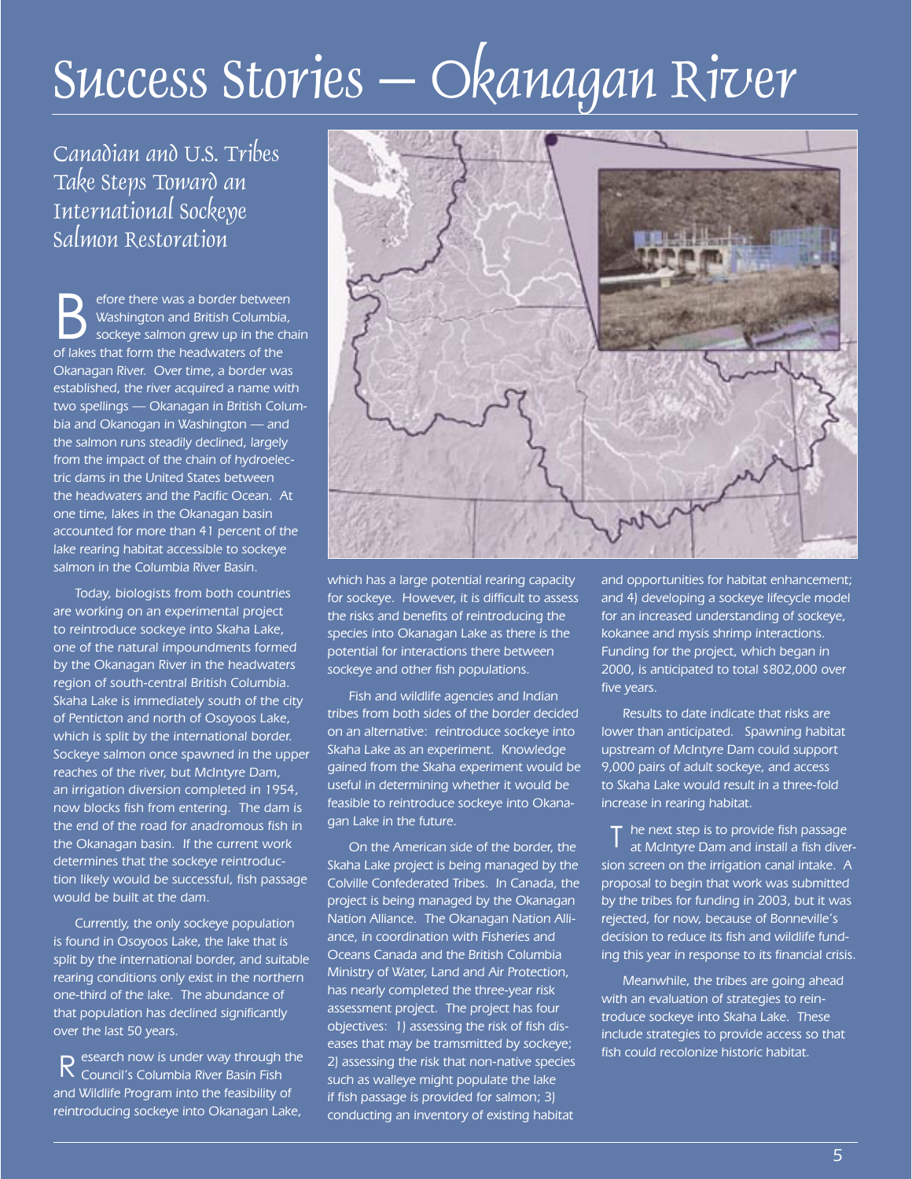# Success Stories — Okanagan River

## Canadian and U.S. Tribes Take Steps Toward an International Sockeye Salmon Restoration

Before there was a border between Washington and British Columbia, sockeye salmon grew up in the chain of lakes that form the headwaters of the Okanagan River. Over time, a border was established, the river acquired a name with two spellings — Okanagan in British Columbia and Okanogan in Washington — and the salmon runs steadily declined, largely from the impact of the chain of hydroelectric dams in the United States between the headwaters and the Pacific Ocean. At one time, lakes in the Okanagan basin accounted for more than 41 percent of the lake rearing habitat accessible to sockeye salmon in the Columbia River Basin.

Today, biologists from both countries are working on an experimental project to reintroduce sockeye into Skaha Lake, one of the natural impoundments formed by the Okanagan River in the headwaters region of south-central British Columbia. Skaha Lake is immediately south of the city of Penticton and north of Osoyoos Lake, which is split by the international border. Sockeye salmon once spawned in the upper reaches of the river, but McIntyre Dam, an irrigation diversion completed in 1954, now blocks fish from entering. The dam is the end of the road for anadromous fish in the Okanagan basin. If the current work determines that the sockeye reintroduction likely would be successful, fish passage would be built at the dam.

Currently, the only sockeye population is found in Osoyoos Lake, the lake that is split by the international border, and suitable rearing conditions only exist in the northern one-third of the lake. The abundance of that population has declined significantly over the last 50 years.

Research now is under way through the Council's Columbia River Basin Fish and Wildlife Program into the feasibility of reintroducing sockeye into Okanagan Lake, which has a large potential rearing capacity for sockeye. However, it is difficult to assess the risks and benefits of reintroducing the species into Okanagan Lake as there is the potential for interactions there between sockeye and other fish populations.

Fish and wildlife agencies and Indian tribes from both sides of the border decided on an alternative: reintroduce sockeye into Skaha Lake as an experiment. Knowledge gained from the Skaha experiment would be useful in determining whether it would be feasible to reintroduce sockeye into Okanagan Lake in the future.

On the American side of the border, the Skaha Lake project is being managed by the Colville Confederated Tribes. In Canada, the project is being managed by the Okanagan Nation Alliance. The Okanagan Nation Alliance, in coordination with Fisheries and Oceans Canada and the British Columbia Ministry of Water, Land and Air Protection, has nearly completed the three-year risk assessment project. The project has four objectives: 1) assessing the risk of fish diseases that may be tramsmitted by sockeye; 2) assessing the risk that non-native species such as walleye might populate the lake if fish passage is provided for salmon; 3) conducting an inventory of existing habitat and opportunities for habitat enhancement; and 4) developing a sockeye lifecycle model for an increased understanding of sockeye, kokanee and mysis shrimp interactions. Funding for the project, which began in 2000, is anticipated to total $802,000 over five years.

Results to date indicate that risks are lower than anticipated. Spawning habitat upstream of McIntyre Dam could support 9,000 pairs of adult sockeye, and access to Skaha Lake would result in a three-fold increase in rearing habitat.

The next step is to provide fish passage at McIntyre Dam and install a fish diversion screen on the irrigation canal intake. A proposal to begin that work was submitted by the tribes for funding in 2003, but it was rejected, for now, because of Bonneville's decision to reduce its fish and wildlife funding this year in response to its financial crisis.

Meanwhile, the tribes are going ahead with an evaluation of strategies to reintroduce sockeye into Skaha Lake. These include strategies to provide access so that fish could recolonize historic habitat.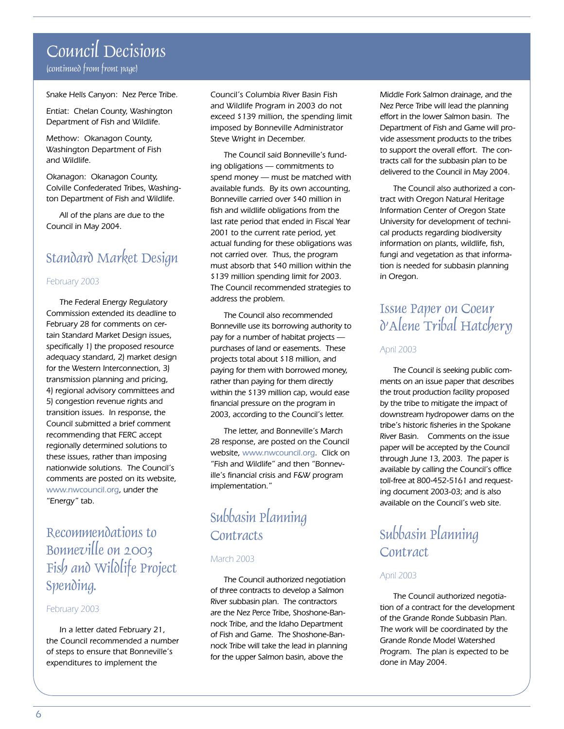# Council Decisions

*(continued from front page)*

Snake Hells Canyon: Nez Perce Tribe.

Entiat: Chelan County, Washington Department of Fish and Wildlife.

Methow: Okanagon County, Washington Department of Fish and Wildlife.

Okanagon: Okanagon County, Colville Confederated Tribes, Washington Department of Fish and Wildlife.

All of the plans are due to the Council in May 2004.

## Standard Market Design

February 2003

The Federal Energy Regulatory Commission extended its deadline to February 28 for comments on certain Standard Market Design issues, specifically 1) the proposed resource adequacy standard, 2) market design for the Western Interconnection, 3) transmission planning and pricing, 4) regional advisory committees and 5) congestion revenue rights and transition issues. In response, the Council submitted a brief comment recommending that FERC accept regionally determined solutions to these issues, rather than imposing nationwide solutions. The Council's comments are posted on its website, www.nwcouncil.org, under the "Energy" tab.

## Recommendations to Bonneville on 2003 Fish and Wildlife Project Spending.

February 2003

In a letter dated February 21, the Council recommended a number of steps to ensure that Bonneville's expenditures to implement the Council's Columbia River Basin Fish and Wildlife Program in 2003 do not exceed $139 million, the spending limit imposed by Bonneville Administrator Steve Wright in December.

The Council said Bonneville's funding obligations — commitments to spend money — must be matched with available funds. By its own accounting, Bonneville carried over $40 million in fish and wildlife obligations from the last rate period that ended in Fiscal Year 2001 to the current rate period, yet actual funding for these obligations was not carried over. Thus, the program must absorb that $40 million within the $139 million spending limit for 2003. The Council recommended strategies to address the problem.

The Council also recommended Bonneville use its borrowing authority to pay for a number of habitat projects — purchases of land or easements. These projects total about $18 million, and paying for them with borrowed money, rather than paying for them directly within the $139 million cap, would ease financial pressure on the program in 2003, according to the Council's letter.

The letter, and Bonneville's March 28 response, are posted on the Council website, www.nwcouncil.org. Click on "Fish and Wildlife" and then "Bonneville's financial crisis and F&W program implementation."

## Subbasin Planning Contracts

March 2003

The Council authorized negotiation of three contracts to develop a Salmon River subbasin plan. The contractors are the Nez Perce Tribe, Shoshone-Bannock Tribe, and the Idaho Department of Fish and Game. The Shoshone-Bannock Tribe will take the lead in planning for the upper Salmon basin, above the Middle Fork Salmon drainage, and the Nez Perce Tribe will lead the planning effort in the lower Salmon basin. The Department of Fish and Game will provide assessment products to the tribes to support the overall effort. The contracts call for the subbasin plan to be delivered to the Council in May 2004.

The Council also authorized a contract with Oregon Natural Heritage Information Center of Oregon State University for development of technical products regarding biodiversity information on plants, wildlife, fish, fungi and vegetation as that information is needed for subbasin planning in Oregon.

## Issue Paper on Coeur d'Alene Tribal Hatchery

April 2003

The Council is seeking public comments on an issue paper that describes the trout production facility proposed by the tribe to mitigate the impact of downstream hydropower dams on the tribe's historic fisheries in the Spokane River Basin. Comments on the issue paper will be accepted by the Council through June 13, 2003. The paper is available by calling the Council's office toll-free at 800-452-5161 and requesting document 2003-03; and is also available on the Council's web site.

## Subbasin Planning Contract

April 2003

The Council authorized negotiation of a contract for the development of the Grande Ronde Subbasin Plan. The work will be coordinated by the Grande Ronde Model Watershed Program. The plan is expected to be done in May 2004.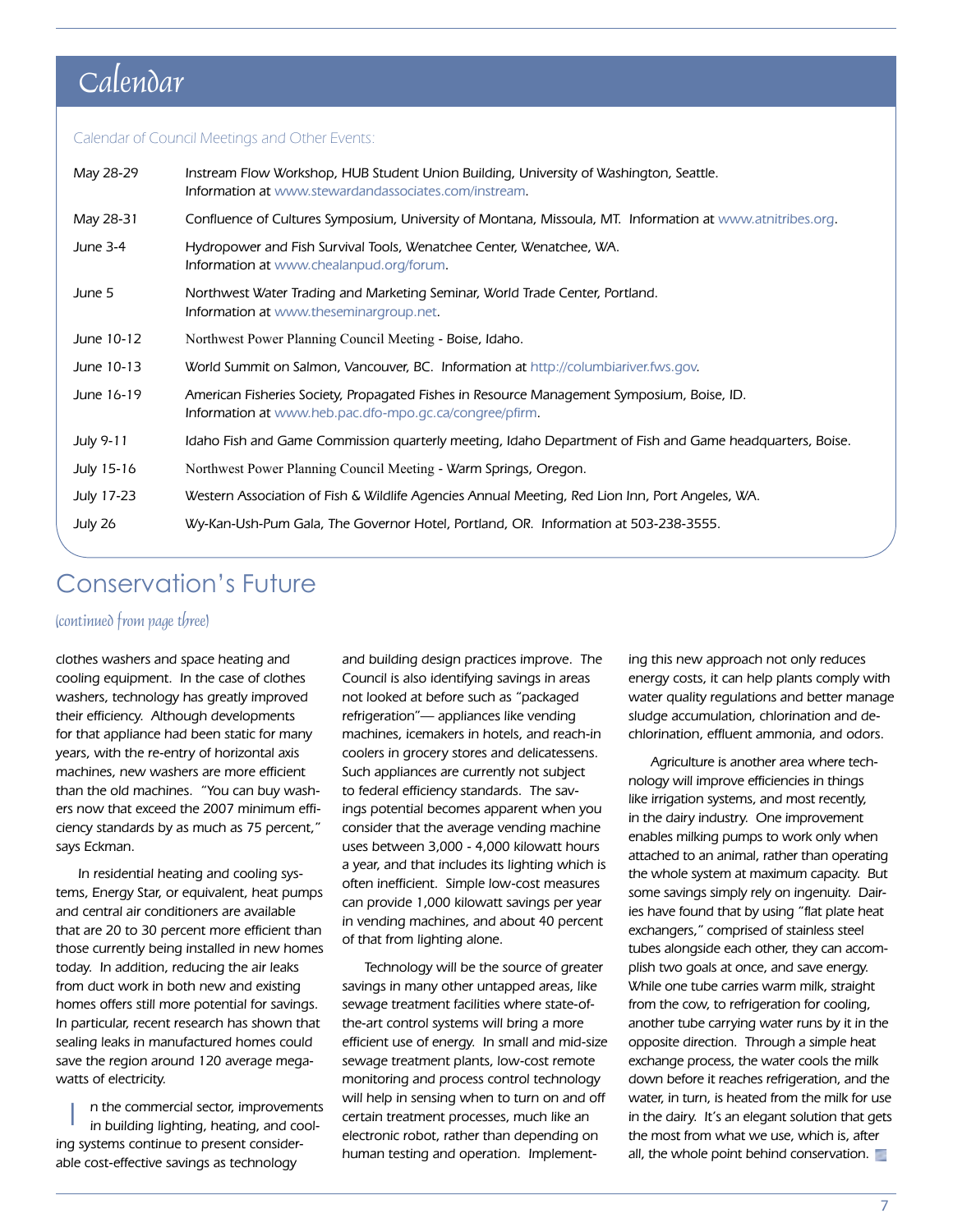# Calendar

Calendar of Council Meetings and Other Events:

| | |
|---|---|
| May 28-29 | Instream Flow Workshop, HUB Student Union Building, University of Washington, Seattle. Information at www.stewardandassociates.com/instream. |
| May 28-31 | Confluence of Cultures Symposium, University of Montana, Missoula, MT. Information at www.atnitribes.org. |
| June 3-4 | Hydropower and Fish Survival Tools, Wenatchee Center, Wenatchee, WA. Information at www.chealanpud.org/forum. |
| June 5 | Northwest Water Trading and Marketing Seminar, World Trade Center, Portland. Information at www.theseminargroup.net. |
| June 10-12 | Northwest Power Planning Council Meeting - Boise, Idaho. |
| June 10-13 | World Summit on Salmon, Vancouver, BC. Information at http://columbiariver.fws.gov. |
| June 16-19 | American Fisheries Society, Propagated Fishes in Resource Management Symposium, Boise, ID. Information at www.heb.pac.dfo-mpo.gc.ca/congree/pfirm. |
| July 9-11 | Idaho Fish and Game Commission quarterly meeting, Idaho Department of Fish and Game headquarters, Boise. |
| July 15-16 | Northwest Power Planning Council Meeting - Warm Springs, Oregon. |
| July 17-23 | Western Association of Fish & Wildlife Agencies Annual Meeting, Red Lion Inn, Port Angeles, WA. |
| July 26 | Wy-Kan-Ush-Pum Gala, The Governor Hotel, Portland, OR. Information at 503-238-3555. |

# Conservation's Future

*(continued from page three)*

clothes washers and space heating and cooling equipment. In the case of clothes washers, technology has greatly improved their efficiency. Although developments for that appliance had been static for many years, with the re-entry of horizontal axis machines, new washers are more efficient than the old machines. "You can buy washers now that exceed the 2007 minimum efficiency standards by as much as 75 percent," says Eckman.

In residential heating and cooling systems, Energy Star, or equivalent, heat pumps and central air conditioners are available that are 20 to 30 percent more efficient than those currently being installed in new homes today. In addition, reducing the air leaks from duct work in both new and existing homes offers still more potential for savings. In particular, recent research has shown that sealing leaks in manufactured homes could save the region around 120 average megawatts of electricity.

In the commercial sector, improvements in building lighting, heating, and cooling systems continue to present considerable cost-effective savings as technology and building design practices improve. The Council is also identifying savings in areas not looked at before such as "packaged refrigeration"— appliances like vending machines, icemakers in hotels, and reach-in coolers in grocery stores and delicatessens. Such appliances are currently not subject to federal efficiency standards. The savings potential becomes apparent when you consider that the average vending machine uses between 3,000 - 4,000 kilowatt hours a year, and that includes its lighting which is often inefficient. Simple low-cost measures can provide 1,000 kilowatt savings per year in vending machines, and about 40 percent of that from lighting alone.

Technology will be the source of greater savings in many other untapped areas, like sewage treatment facilities where state-of-the-art control systems will bring a more efficient use of energy. In small and mid-size sewage treatment plants, low-cost remote monitoring and process control technology will help in sensing when to turn on and off certain treatment processes, much like an electronic robot, rather than depending on human testing and operation. Implementing this new approach not only reduces energy costs, it can help plants comply with water quality regulations and better manage sludge accumulation, chlorination and de-chlorination, effluent ammonia, and odors.

Agriculture is another area where technology will improve efficiencies in things like irrigation systems, and most recently, in the dairy industry. One improvement enables milking pumps to work only when attached to an animal, rather than operating the whole system at maximum capacity. But some savings simply rely on ingenuity. Dairies have found that by using "flat plate heat exchangers," comprised of stainless steel tubes alongside each other, they can accomplish two goals at once, and save energy. While one tube carries warm milk, straight from the cow, to refrigeration for cooling, another tube carrying water runs by it in the opposite direction. Through a simple heat exchange process, the water cools the milk down before it reaches refrigeration, and the water, in turn, is heated from the milk for use in the dairy. It's an elegant solution that gets the most from what we use, which is, after all, the whole point behind conservation.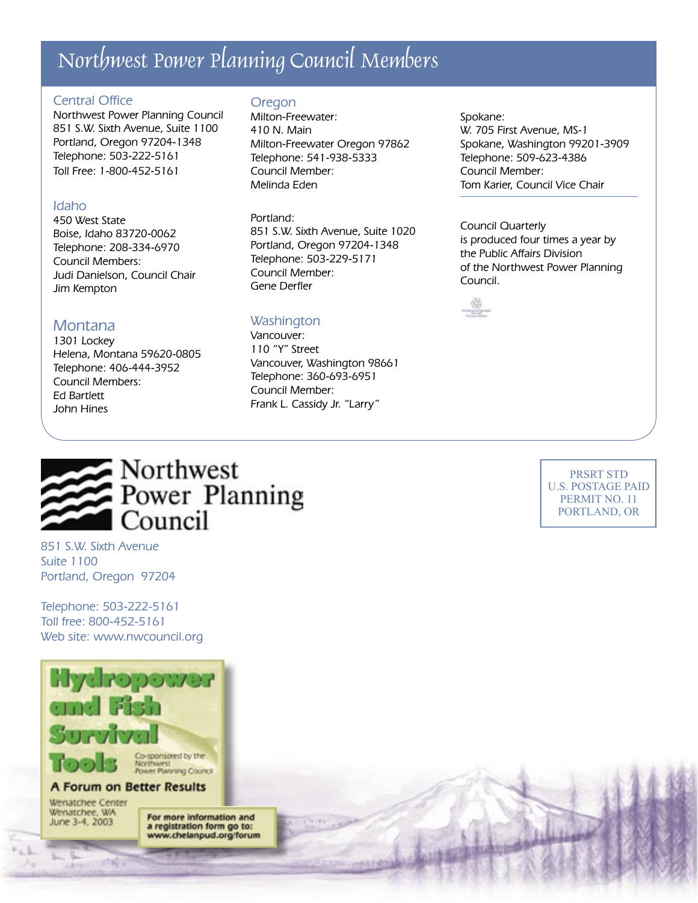# Northwest Power Planning Council Members

### Central Office

Northwest Power Planning Council
851 S.W. Sixth Avenue, Suite 1100
Portland, Oregon 97204-1348
Telephone: 503-222-5161
Toll Free: 1-800-452-5161

### Idaho

450 West State
Boise, Idaho 83720-0062
Telephone: 208-334-6970
Council Members:
Judi Danielson, Council Chair
Jim Kempton

### Montana

1301 Lockey
Helena, Montana 59620-0805
Telephone: 406-444-3952
Council Members:
Ed Bartlett
John Hines

### Oregon

Milton-Freewater:
410 N. Main
Milton-Freewater Oregon 97862
Telephone: 541-938-5333
Council Member:
Melinda Eden

Portland:
851 S.W. Sixth Avenue, Suite 1020
Portland, Oregon 97204-1348
Telephone: 503-229-5171
Council Member:
Gene Derfler

### Washington

Vancouver:
110 "Y" Street
Vancouver, Washington 98661
Telephone: 360-693-6951
Council Member:
Frank L. Cassidy Jr. "Larry"

Spokane:
W. 705 First Avenue, MS-1
Spokane, Washington 99201-3909
Telephone: 509-623-4386
Council Member:
Tom Karier, Council Vice Chair

Council Quarterly is produced four times a year by the Public Affairs Division of the Northwest Power Planning Council.

Northwest Power Planning Council

851 S.W. Sixth Avenue
Suite 1100
Portland, Oregon 97204

Telephone: 503-222-5161
Toll free: 800-452-5161
Web site: www.nwcouncil.org

PRSRT STD
U.S. POSTAGE PAID
PERMIT NO. 11
PORTLAND, OR

**Hydropower and Fish Survival Tools**

Co-sponsored by the Northwest Power Planning Council

**A Forum on Better Results**

Wenatchee Center
Wenatchee, WA
June 3-4, 2003

**For more information and a registration form go to: www.chelanpud.org/forum**